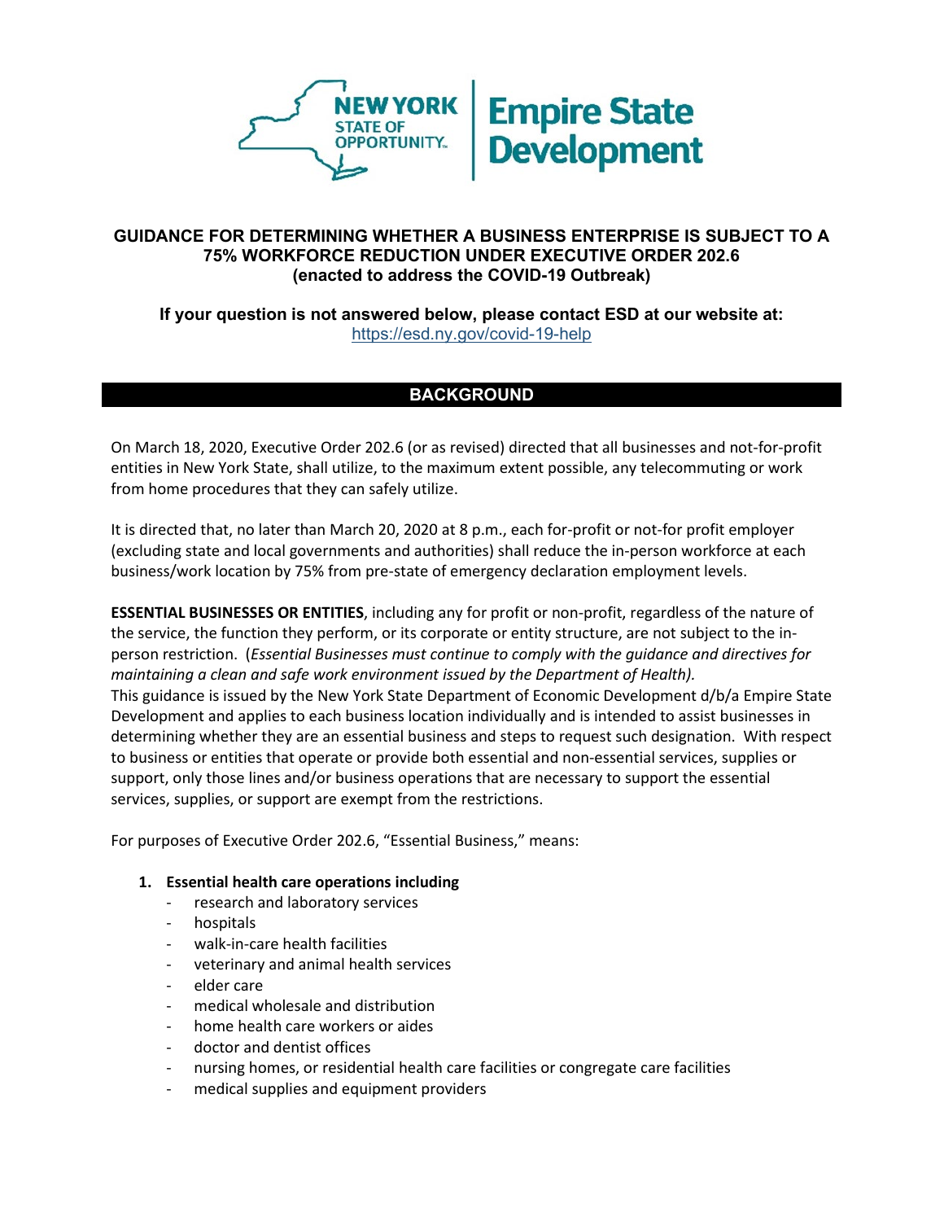# GUIDANCE FOR DETERMINING WHETHER A BUSINESS ENTERPRISE IS SUBJECT TO A 75% WORKFORCE REDUCTION UNDER EXECUTIVE ORDER 202.6 (enacted to address the COVID-19 Outbreak)

**If your question is not answered below, please contact ESD at our website at:** https://esd.ny.gov/covid-19-help

## BACKGROUND

On March 18, 2020, Executive Order 202.6 (or as revised) directed that all businesses and not-for-profit entities in New York State, shall utilize, to the maximum extent possible, any telecommuting or work from home procedures that they can safely utilize.

It is directed that, no later than March 20, 2020 at 8 p.m., each for-profit or not-for profit employer (excluding state and local governments and authorities) shall reduce the in-person workforce at each business/work location by 75% from pre-state of emergency declaration employment levels.

**ESSENTIAL BUSINESSES OR ENTITIES**, including any for profit or non-profit, regardless of the nature of the service, the function they perform, or its corporate or entity structure, are not subject to the in-person restriction. (*Essential Businesses must continue to comply with the guidance and directives for maintaining a clean and safe work environment issued by the Department of Health).*
This guidance is issued by the New York State Department of Economic Development d/b/a Empire State Development and applies to each business location individually and is intended to assist businesses in determining whether they are an essential business and steps to request such designation. With respect to business or entities that operate or provide both essential and non-essential services, supplies or support, only those lines and/or business operations that are necessary to support the essential services, supplies, or support are exempt from the restrictions.

For purposes of Executive Order 202.6, "Essential Business," means:

1. **Essential health care operations including**
   - research and laboratory services
   - hospitals
   - walk-in-care health facilities
   - veterinary and animal health services
   - elder care
   - medical wholesale and distribution
   - home health care workers or aides
   - doctor and dentist offices
   - nursing homes, or residential health care facilities or congregate care facilities
   - medical supplies and equipment providers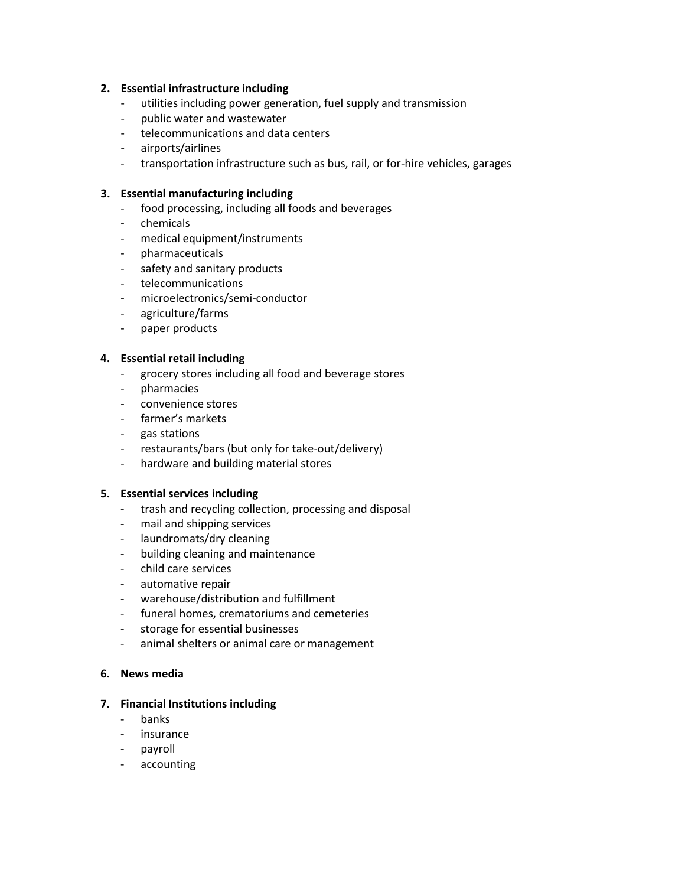2. **Essential infrastructure including**
    - utilities including power generation, fuel supply and transmission
    - public water and wastewater
    - telecommunications and data centers
    - airports/airlines
    - transportation infrastructure such as bus, rail, or for-hire vehicles, garages

3. **Essential manufacturing including**
    - food processing, including all foods and beverages
    - chemicals
    - medical equipment/instruments
    - pharmaceuticals
    - safety and sanitary products
    - telecommunications
    - microelectronics/semi-conductor
    - agriculture/farms
    - paper products

4. **Essential retail including**
    - grocery stores including all food and beverage stores
    - pharmacies
    - convenience stores
    - farmer's markets
    - gas stations
    - restaurants/bars (but only for take-out/delivery)
    - hardware and building material stores

5. **Essential services including**
    - trash and recycling collection, processing and disposal
    - mail and shipping services
    - laundromats/dry cleaning
    - building cleaning and maintenance
    - child care services
    - automative repair
    - warehouse/distribution and fulfillment
    - funeral homes, crematoriums and cemeteries
    - storage for essential businesses
    - animal shelters or animal care or management

6. **News media**

7. **Financial Institutions including**
    - banks
    - insurance
    - payroll
    - accounting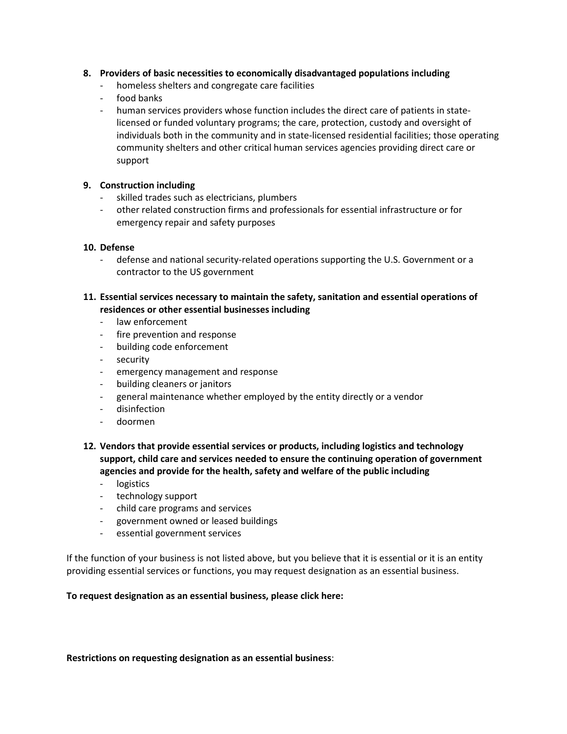8. **Providers of basic necessities to economically disadvantaged populations including**
   - homeless shelters and congregate care facilities
   - food banks
   - human services providers whose function includes the direct care of patients in state-licensed or funded voluntary programs; the care, protection, custody and oversight of individuals both in the community and in state-licensed residential facilities; those operating community shelters and other critical human services agencies providing direct care or support

9. **Construction including**
   - skilled trades such as electricians, plumbers
   - other related construction firms and professionals for essential infrastructure or for emergency repair and safety purposes

10. **Defense**
    - defense and national security-related operations supporting the U.S. Government or a contractor to the US government

11. **Essential services necessary to maintain the safety, sanitation and essential operations of residences or other essential businesses including**
    - law enforcement
    - fire prevention and response
    - building code enforcement
    - security
    - emergency management and response
    - building cleaners or janitors
    - general maintenance whether employed by the entity directly or a vendor
    - disinfection
    - doormen

12. **Vendors that provide essential services or products, including logistics and technology support, child care and services needed to ensure the continuing operation of government agencies and provide for the health, safety and welfare of the public including**
    - logistics
    - technology support
    - child care programs and services
    - government owned or leased buildings
    - essential government services

If the function of your business is not listed above, but you believe that it is essential or it is an entity providing essential services or functions, you may request designation as an essential business.

**To request designation as an essential business, please click here:**

**Restrictions on requesting designation as an essential business**: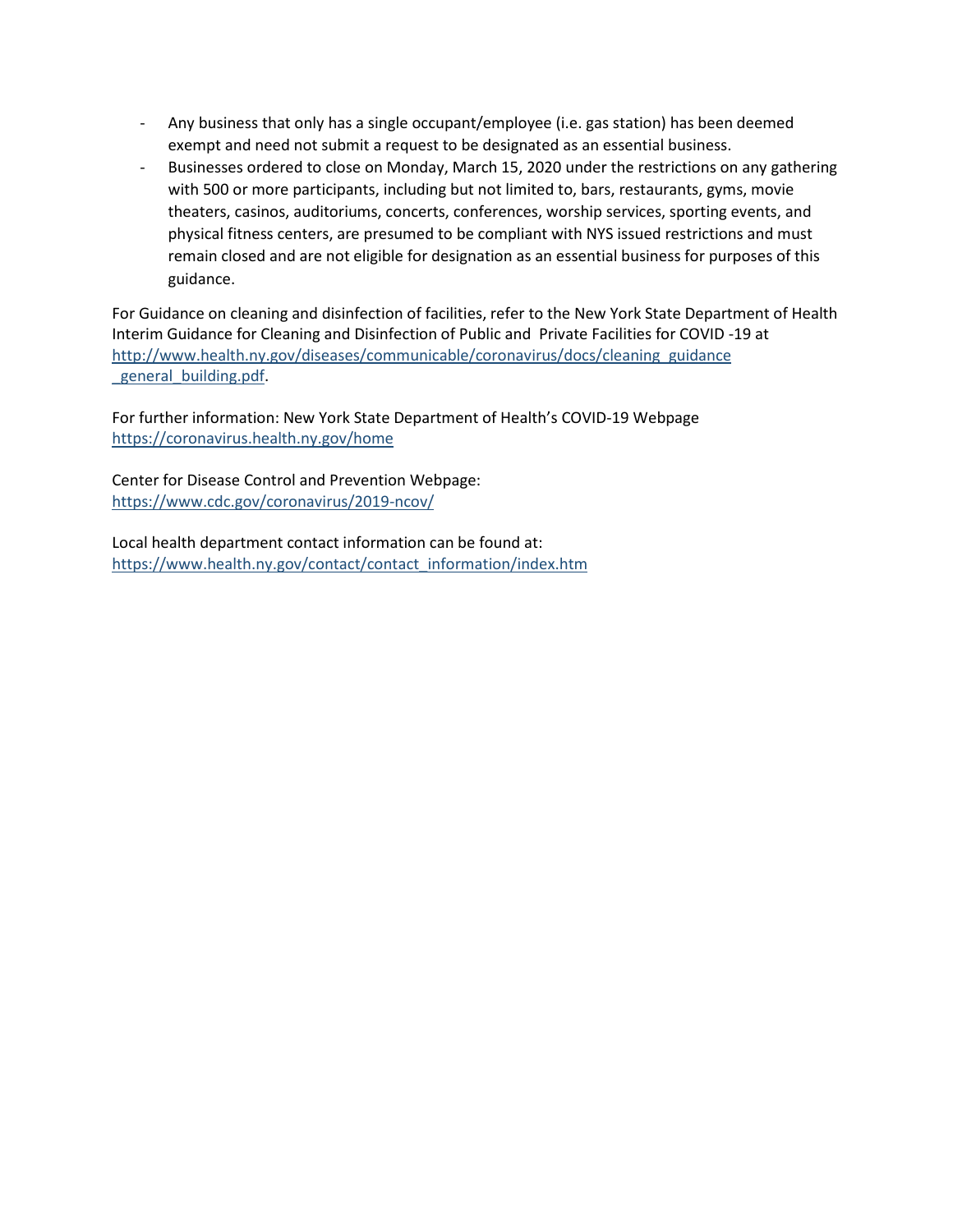- Any business that only has a single occupant/employee (i.e. gas station) has been deemed exempt and need not submit a request to be designated as an essential business.
- Businesses ordered to close on Monday, March 15, 2020 under the restrictions on any gathering with 500 or more participants, including but not limited to, bars, restaurants, gyms, movie theaters, casinos, auditoriums, concerts, conferences, worship services, sporting events, and physical fitness centers, are presumed to be compliant with NYS issued restrictions and must remain closed and are not eligible for designation as an essential business for purposes of this guidance.

For Guidance on cleaning and disinfection of facilities, refer to the New York State Department of Health Interim Guidance for Cleaning and Disinfection of Public and Private Facilities for COVID -19 at http://www.health.ny.gov/diseases/communicable/coronavirus/docs/cleaning_guidance_general_building.pdf.

For further information: New York State Department of Health's COVID-19 Webpage https://coronavirus.health.ny.gov/home

Center for Disease Control and Prevention Webpage: https://www.cdc.gov/coronavirus/2019-ncov/

Local health department contact information can be found at: https://www.health.ny.gov/contact/contact_information/index.htm